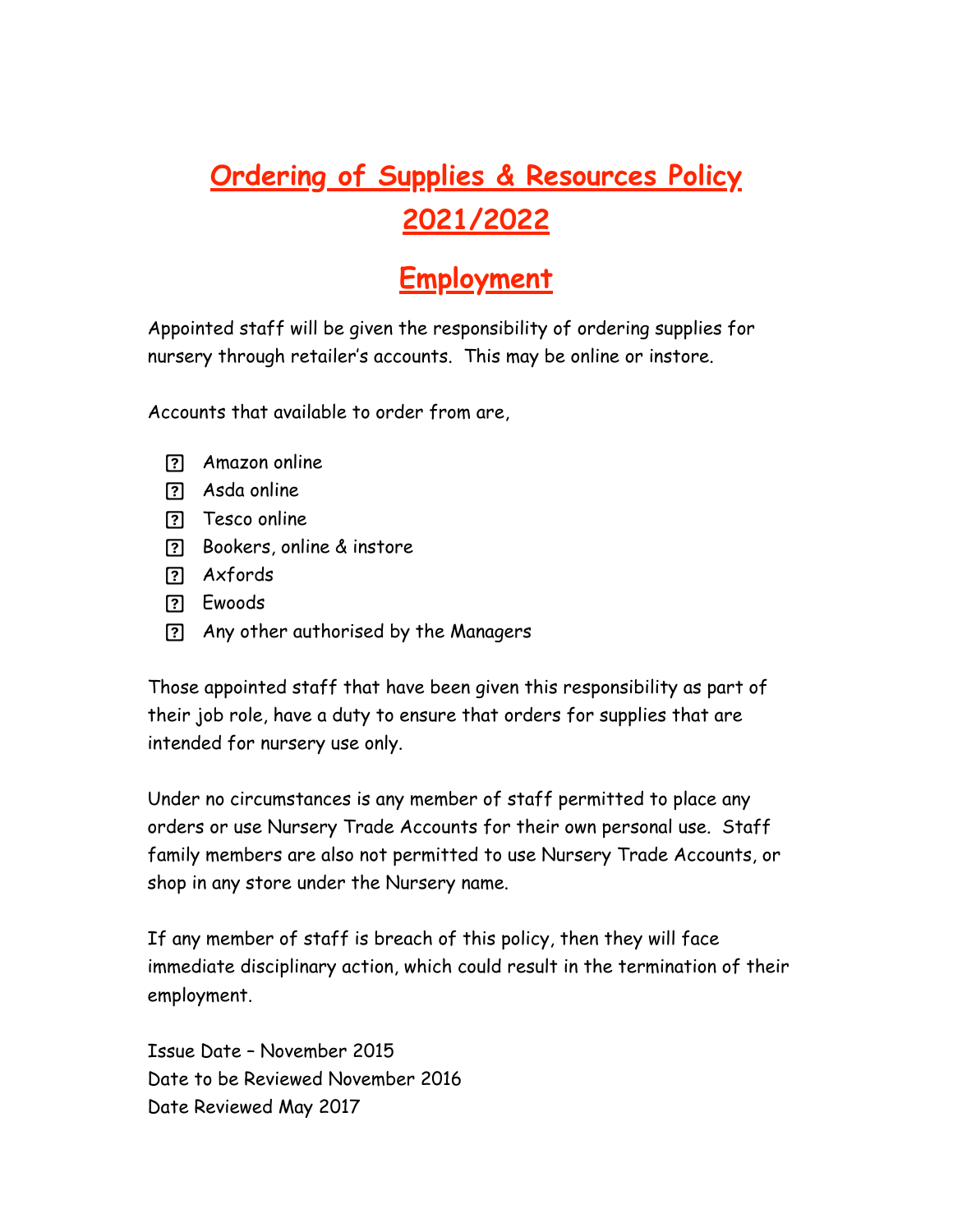# Ordering of Supplies & Resources Policy 2021/2022

## Employment

Appointed staff will be given the responsibility of ordering supplies for nursery through retailer's accounts. This may be online or instore.

Accounts that available to order from are,

- Amazon online
- Asda online
- Tesco online
- Bookers, online & instore
- Axfords
- Ewoods
- Any other authorised by the Managers

Those appointed staff that have been given this responsibility as part of their job role, have a duty to ensure that orders for supplies that are intended for nursery use only.

Under no circumstances is any member of staff permitted to place any orders or use Nursery Trade Accounts for their own personal use. Staff family members are also not permitted to use Nursery Trade Accounts, or shop in any store under the Nursery name.

If any member of staff is breach of this policy, then they will face immediate disciplinary action, which could result in the termination of their employment.

Issue Date – November 2015
Date to be Reviewed November 2016
Date Reviewed May 2017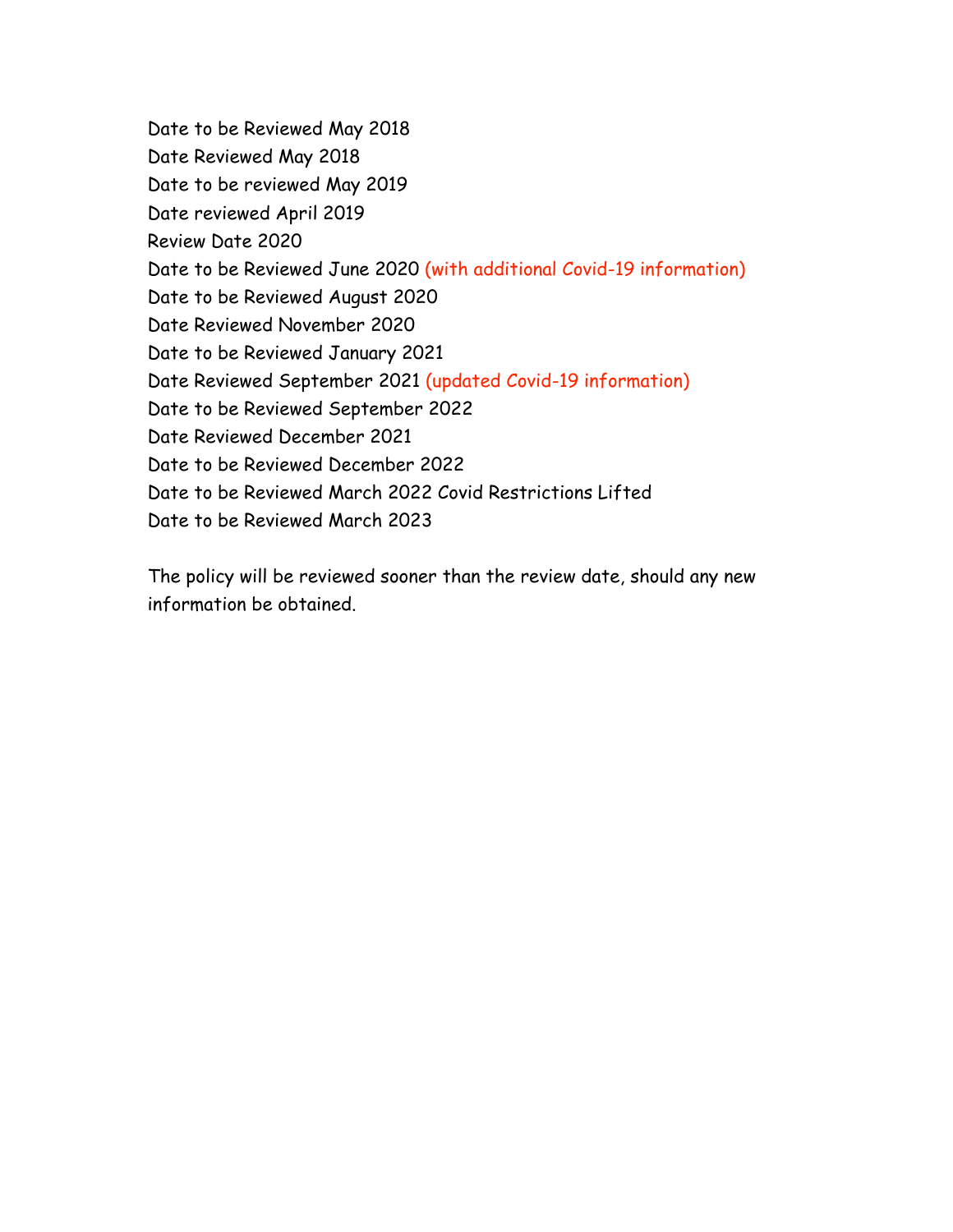Date to be Reviewed May 2018

Date Reviewed May 2018

Date to be reviewed May 2019

Date reviewed April 2019

Review Date 2020

Date to be Reviewed June 2020 (with additional Covid-19 information)

Date to be Reviewed August 2020

Date Reviewed November 2020

Date to be Reviewed January 2021

Date Reviewed September 2021 (updated Covid-19 information)

Date to be Reviewed September 2022

Date Reviewed December 2021

Date to be Reviewed December 2022

Date to be Reviewed March 2022 Covid Restrictions Lifted

Date to be Reviewed March 2023

The policy will be reviewed sooner than the review date, should any new information be obtained.